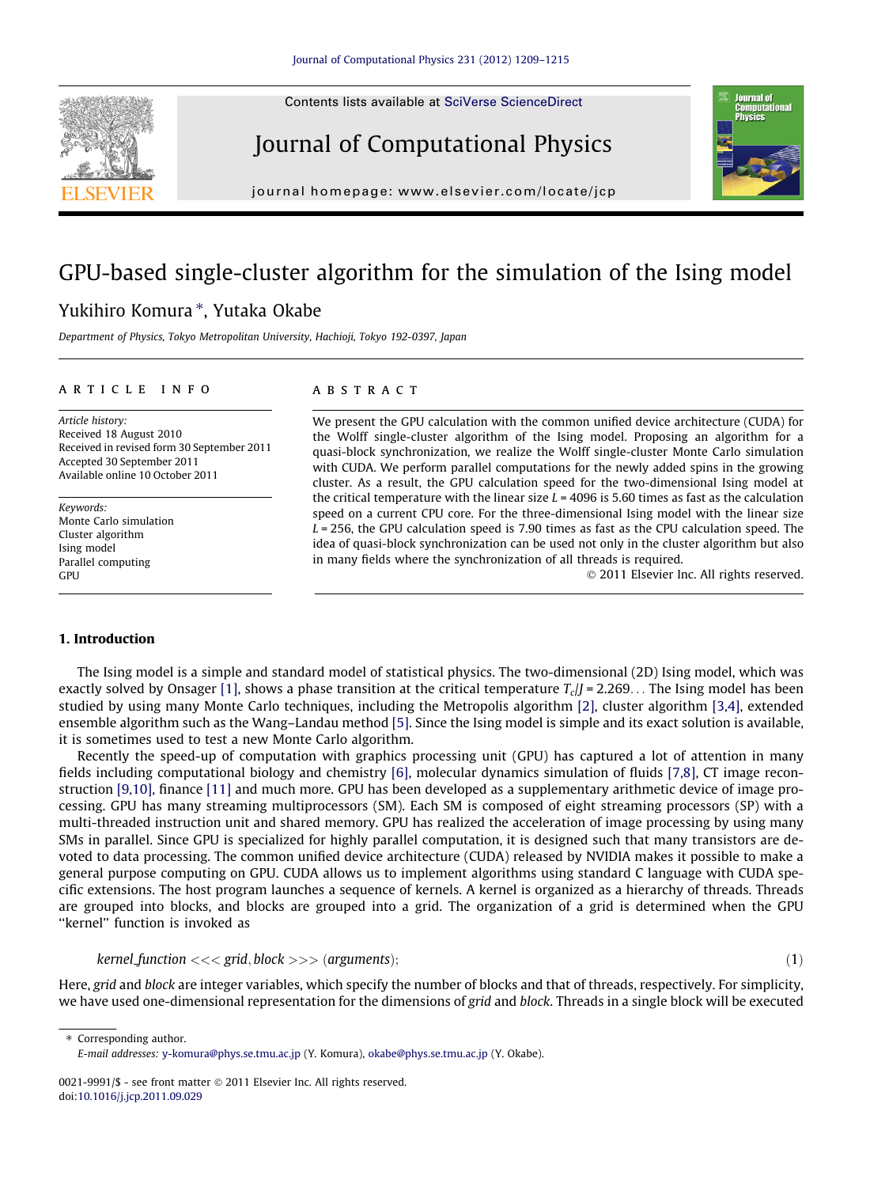# GPU-based single-cluster algorithm for the simulation of the Ising model

Yukihiro Komura *, Yutaka Okabe

*Department of Physics, Tokyo Metropolitan University, Hachioji, Tokyo 192-0397, Japan*

ARTICLE INFO

*Article history:*
Received 18 August 2010
Received in revised form 30 September 2011
Accepted 30 September 2011
Available online 10 October 2011

*Keywords:*
Monte Carlo simulation
Cluster algorithm
Ising model
Parallel computing
GPU

ABSTRACT

We present the GPU calculation with the common unified device architecture (CUDA) for the Wolff single-cluster algorithm of the Ising model. Proposing an algorithm for a quasi-block synchronization, we realize the Wolff single-cluster Monte Carlo simulation with CUDA. We perform parallel computations for the newly added spins in the growing cluster. As a result, the GPU calculation speed for the two-dimensional Ising model at the critical temperature with the linear size $L = 4096$ is 5.60 times as fast as the calculation speed on a current CPU core. For the three-dimensional Ising model with the linear size $L = 256$, the GPU calculation speed is 7.90 times as fast as the CPU calculation speed. The idea of quasi-block synchronization can be used not only in the cluster algorithm but also in many fields where the synchronization of all threads is required.

© 2011 Elsevier Inc. All rights reserved.

## 1. Introduction

The Ising model is a simple and standard model of statistical physics. The two-dimensional (2D) Ising model, which was exactly solved by Onsager [1], shows a phase transition at the critical temperature $T_c/J = 2.269\ldots$ The Ising model has been studied by using many Monte Carlo techniques, including the Metropolis algorithm [2], cluster algorithm [3,4], extended ensemble algorithm such as the Wang–Landau method [5]. Since the Ising model is simple and its exact solution is available, it is sometimes used to test a new Monte Carlo algorithm.

Recently the speed-up of computation with graphics processing unit (GPU) has captured a lot of attention in many fields including computational biology and chemistry [6], molecular dynamics simulation of fluids [7,8], CT image reconstruction [9,10], finance [11] and much more. GPU has been developed as a supplementary arithmetic device of image processing. GPU has many streaming multiprocessors (SM). Each SM is composed of eight streaming processors (SP) with a multi-threaded instruction unit and shared memory. GPU has realized the acceleration of image processing by using many SMs in parallel. Since GPU is specialized for highly parallel computation, it is designed such that many transistors are devoted to data processing. The common unified device architecture (CUDA) released by NVIDIA makes it possible to make a general purpose computing on GPU. CUDA allows us to implement algorithms using standard C language with CUDA specific extensions. The host program launches a sequence of kernels. A kernel is organized as a hierarchy of threads. Threads are grouped into blocks, and blocks are grouped into a grid. The organization of a grid is determined when the GPU "kernel" function is invoked as

$$kernel\_function <<< grid, block >>> (arguments); \tag{1}$$

Here, *grid* and *block* are integer variables, which specify the number of blocks and that of threads, respectively. For simplicity, we have used one-dimensional representation for the dimensions of *grid* and *block*. Threads in a single block will be executed

---

* Corresponding author.
*E-mail addresses:* y-komura@phys.se.tmu.ac.jp (Y. Komura), okabe@phys.se.tmu.ac.jp (Y. Okabe).

0021-9991/$ - see front matter © 2011 Elsevier Inc. All rights reserved.
doi:10.1016/j.jcp.2011.09.029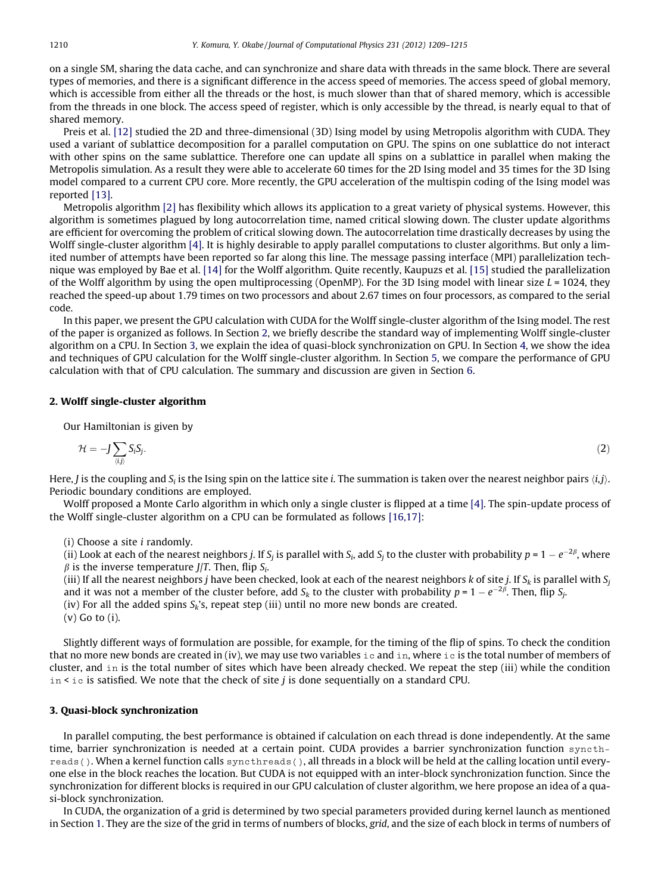on a single SM, sharing the data cache, and can synchronize and share data with threads in the same block. There are several types of memories, and there is a significant difference in the access speed of memories. The access speed of global memory, which is accessible from either all the threads or the host, is much slower than that of shared memory, which is accessible from the threads in one block. The access speed of register, which is only accessible by the thread, is nearly equal to that of shared memory.

Preis et al. [12] studied the 2D and three-dimensional (3D) Ising model by using Metropolis algorithm with CUDA. They used a variant of sublattice decomposition for a parallel computation on GPU. The spins on one sublattice do not interact with other spins on the same sublattice. Therefore one can update all spins on a sublattice in parallel when making the Metropolis simulation. As a result they were able to accelerate 60 times for the 2D Ising model and 35 times for the 3D Ising model compared to a current CPU core. More recently, the GPU acceleration of the multispin coding of the Ising model was reported [13].

Metropolis algorithm [2] has flexibility which allows its application to a great variety of physical systems. However, this algorithm is sometimes plagued by long autocorrelation time, named critical slowing down. The cluster update algorithms are efficient for overcoming the problem of critical slowing down. The autocorrelation time drastically decreases by using the Wolff single-cluster algorithm [4]. It is highly desirable to apply parallel computations to cluster algorithms. But only a limited number of attempts have been reported so far along this line. The message passing interface (MPI) parallelization technique was employed by Bae et al. [14] for the Wolff algorithm. Quite recently, Kaupuzs et al. [15] studied the parallelization of the Wolff algorithm by using the open multiprocessing (OpenMP). For the 3D Ising model with linear size $L = 1024$, they reached the speed-up about 1.79 times on two processors and about 2.67 times on four processors, as compared to the serial code.

In this paper, we present the GPU calculation with CUDA for the Wolff single-cluster algorithm of the Ising model. The rest of the paper is organized as follows. In Section 2, we briefly describe the standard way of implementing Wolff single-cluster algorithm on a CPU. In Section 3, we explain the idea of quasi-block synchronization on GPU. In Section 4, we show the idea and techniques of GPU calculation for the Wolff single-cluster algorithm. In Section 5, we compare the performance of GPU calculation with that of CPU calculation. The summary and discussion are given in Section 6.

## 2. Wolff single-cluster algorithm

Our Hamiltonian is given by

$$\mathcal{H} = -J\sum_{\langle i,j\rangle} S_i S_j. \tag{2}$$

Here, $J$ is the coupling and $S_i$ is the Ising spin on the lattice site $i$. The summation is taken over the nearest neighbor pairs $\langle i,j\rangle$. Periodic boundary conditions are employed.

Wolff proposed a Monte Carlo algorithm in which only a single cluster is flipped at a time [4]. The spin-update process of the Wolff single-cluster algorithm on a CPU can be formulated as follows [16,17]:

(i) Choose a site $i$ randomly.
(ii) Look at each of the nearest neighbors $j$. If $S_j$ is parallel with $S_i$, add $S_j$ to the cluster with probability $p = 1 - e^{-2\beta}$, where $\beta$ is the inverse temperature $J/T$. Then, flip $S_i$.
(iii) If all the nearest neighbors $j$ have been checked, look at each of the nearest neighbors $k$ of site $j$. If $S_k$ is parallel with $S_j$ and it was not a member of the cluster before, add $S_k$ to the cluster with probability $p = 1 - e^{-2\beta}$. Then, flip $S_j$.
(iv) For all the added spins $S_k$'s, repeat step (iii) until no more new bonds are created.
(v) Go to (i).

Slightly different ways of formulation are possible, for example, for the timing of the flip of spins. To check the condition that no more new bonds are created in (iv), we may use two variables `ic` and `in`, where `ic` is the total number of members of cluster, and `in` is the total number of sites which have been already checked. We repeat the step (iii) while the condition `in < ic` is satisfied. We note that the check of site $j$ is done sequentially on a standard CPU.

## 3. Quasi-block synchronization

In parallel computing, the best performance is obtained if calculation on each thread is done independently. At the same time, barrier synchronization is needed at a certain point. CUDA provides a barrier synchronization function `syncthreads()`. When a kernel function calls `syncthreads()`, all threads in a block will be held at the calling location until everyone else in the block reaches the location. But CUDA is not equipped with an inter-block synchronization function. Since the synchronization for different blocks is required in our GPU calculation of cluster algorithm, we here propose an idea of a quasi-block synchronization.

In CUDA, the organization of a grid is determined by two special parameters provided during kernel launch as mentioned in Section 1. They are the size of the grid in terms of numbers of blocks, *grid*, and the size of each block in terms of numbers of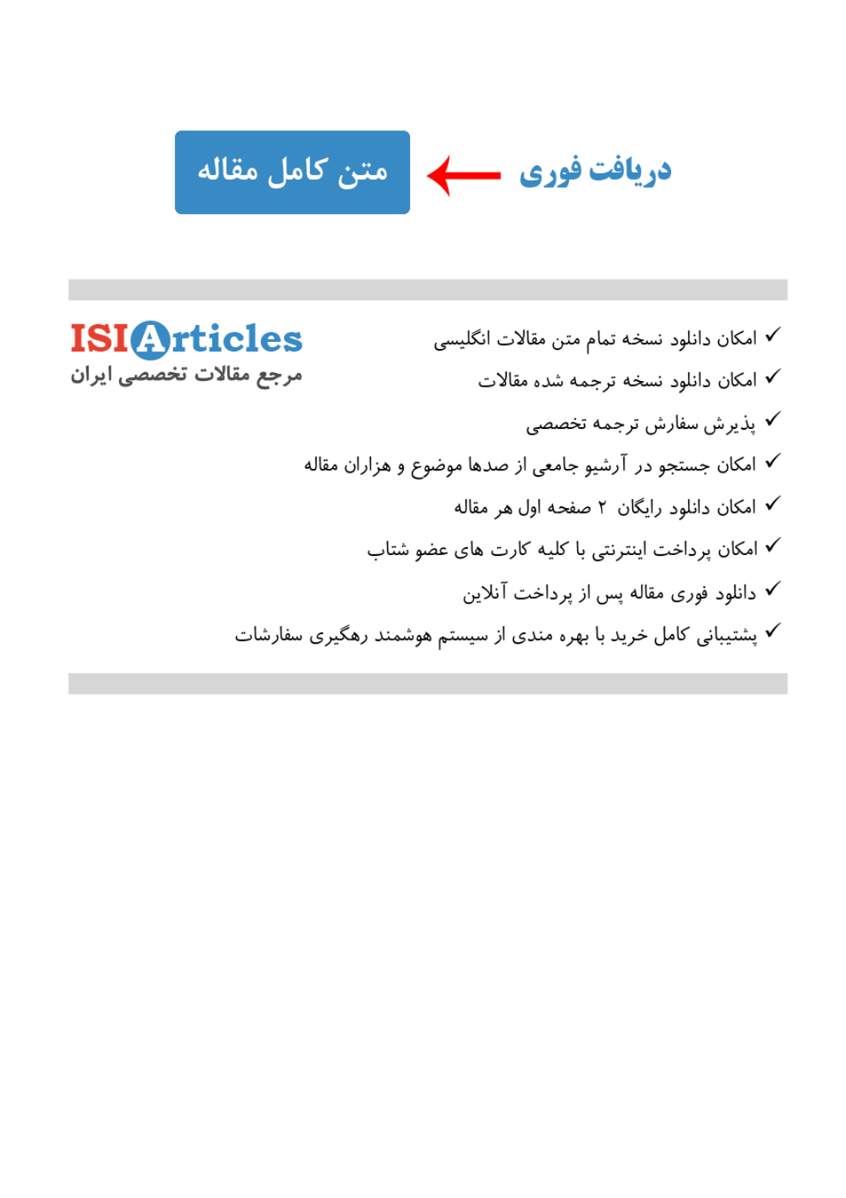دریافت فوری ← **متن کامل مقاله**

**ISIArticles**
مرجع مقالات تخصصی ایران

- ✓ امکان دانلود نسخه تمام متن مقالات انگلیسی
- ✓ امکان دانلود نسخه ترجمه شده مقالات
- ✓ پذیرش سفارش ترجمه تخصصی
- ✓ امکان جستجو در آرشیو جامعی از صدها موضوع و هزاران مقاله
- ✓ امکان دانلود رایگان ۲ صفحه اول هر مقاله
- ✓ امکان پرداخت اینترنتی با کلیه کارت های عضو شتاب
- ✓ دانلود فوری مقاله پس از پرداخت آنلاین
- ✓ پشتیبانی کامل خرید با بهره مندی از سیستم هوشمند رهگیری سفارشات